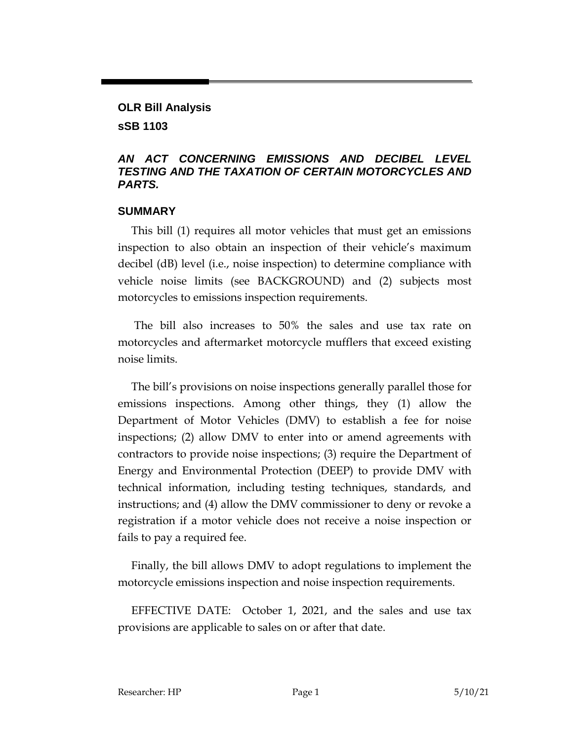**OLR Bill Analysis**

**sSB 1103**

***AN ACT CONCERNING EMISSIONS AND DECIBEL LEVEL TESTING AND THE TAXATION OF CERTAIN MOTORCYCLES AND PARTS.***

## SUMMARY

This bill (1) requires all motor vehicles that must get an emissions inspection to also obtain an inspection of their vehicle's maximum decibel (dB) level (i.e., noise inspection) to determine compliance with vehicle noise limits (see BACKGROUND) and (2) subjects most motorcycles to emissions inspection requirements.

The bill also increases to 50% the sales and use tax rate on motorcycles and aftermarket motorcycle mufflers that exceed existing noise limits.

The bill's provisions on noise inspections generally parallel those for emissions inspections. Among other things, they (1) allow the Department of Motor Vehicles (DMV) to establish a fee for noise inspections; (2) allow DMV to enter into or amend agreements with contractors to provide noise inspections; (3) require the Department of Energy and Environmental Protection (DEEP) to provide DMV with technical information, including testing techniques, standards, and instructions; and (4) allow the DMV commissioner to deny or revoke a registration if a motor vehicle does not receive a noise inspection or fails to pay a required fee.

Finally, the bill allows DMV to adopt regulations to implement the motorcycle emissions inspection and noise inspection requirements.

EFFECTIVE DATE: October 1, 2021, and the sales and use tax provisions are applicable to sales on or after that date.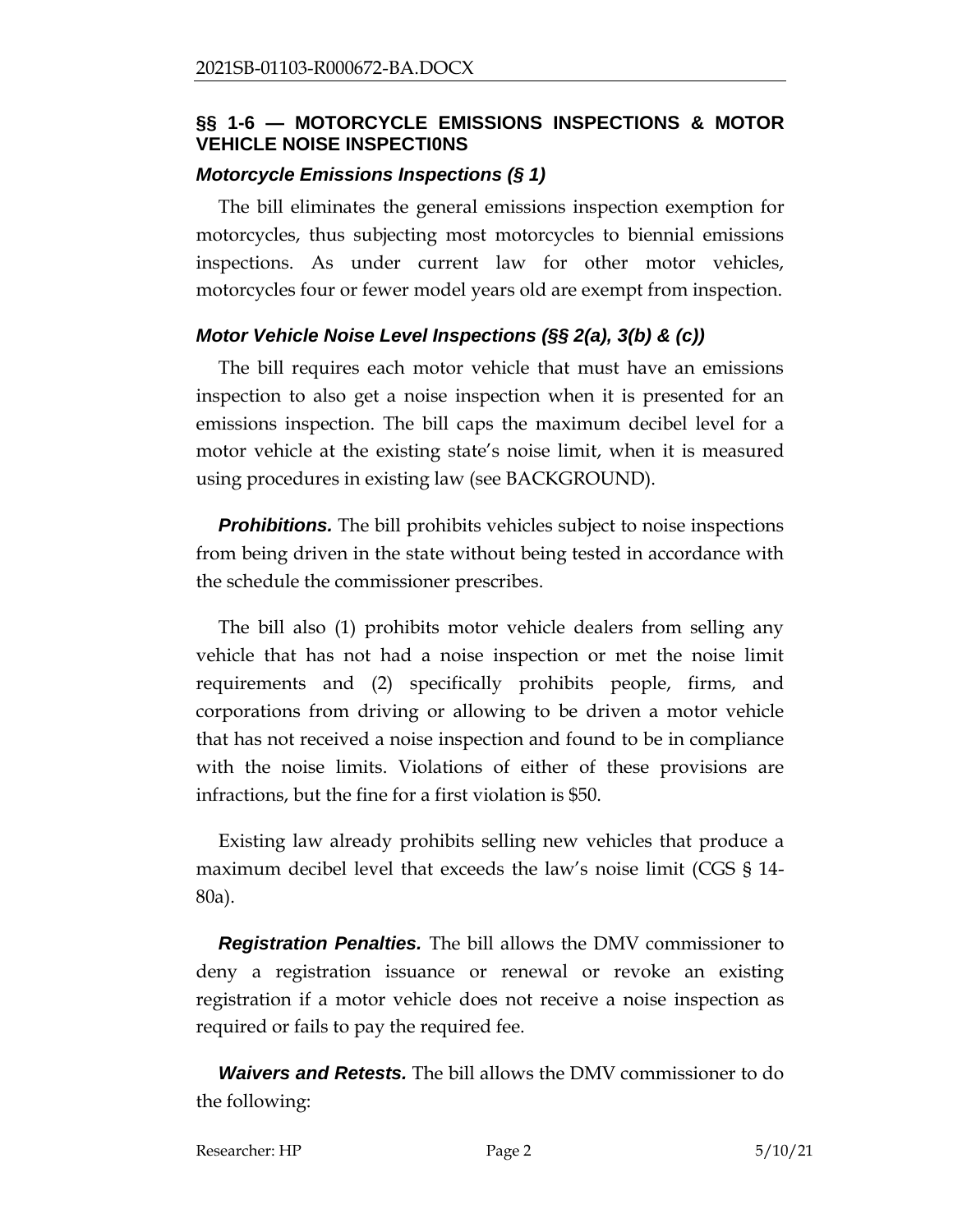## §§ 1-6 — MOTORCYCLE EMISSIONS INSPECTIONS & MOTOR VEHICLE NOISE INSPECTI0NS

### *Motorcycle Emissions Inspections (§ 1)*

The bill eliminates the general emissions inspection exemption for motorcycles, thus subjecting most motorcycles to biennial emissions inspections. As under current law for other motor vehicles, motorcycles four or fewer model years old are exempt from inspection.

### *Motor Vehicle Noise Level Inspections (§§ 2(a), 3(b) & (c))*

The bill requires each motor vehicle that must have an emissions inspection to also get a noise inspection when it is presented for an emissions inspection. The bill caps the maximum decibel level for a motor vehicle at the existing state's noise limit, when it is measured using procedures in existing law (see BACKGROUND).

***Prohibitions.*** The bill prohibits vehicles subject to noise inspections from being driven in the state without being tested in accordance with the schedule the commissioner prescribes.

The bill also (1) prohibits motor vehicle dealers from selling any vehicle that has not had a noise inspection or met the noise limit requirements and (2) specifically prohibits people, firms, and corporations from driving or allowing to be driven a motor vehicle that has not received a noise inspection and found to be in compliance with the noise limits. Violations of either of these provisions are infractions, but the fine for a first violation is $50.

Existing law already prohibits selling new vehicles that produce a maximum decibel level that exceeds the law's noise limit (CGS § 14-80a).

***Registration Penalties.*** The bill allows the DMV commissioner to deny a registration issuance or renewal or revoke an existing registration if a motor vehicle does not receive a noise inspection as required or fails to pay the required fee.

***Waivers and Retests.*** The bill allows the DMV commissioner to do the following: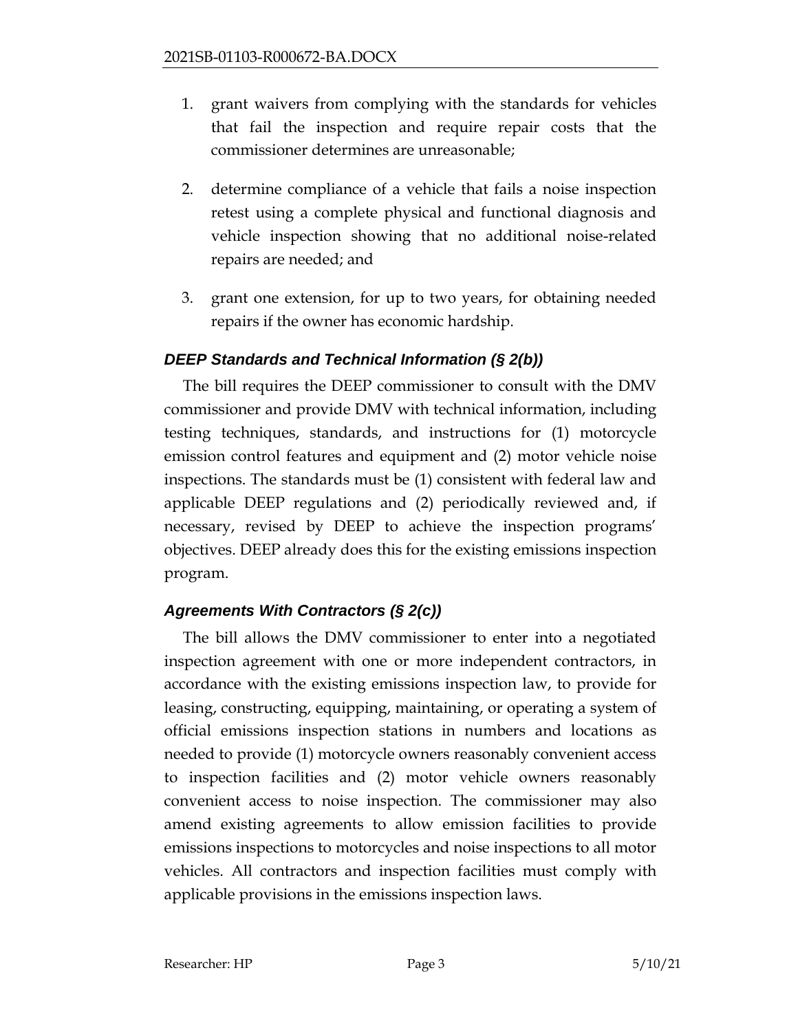1. grant waivers from complying with the standards for vehicles that fail the inspection and require repair costs that the commissioner determines are unreasonable;
2. determine compliance of a vehicle that fails a noise inspection retest using a complete physical and functional diagnosis and vehicle inspection showing that no additional noise-related repairs are needed; and
3. grant one extension, for up to two years, for obtaining needed repairs if the owner has economic hardship.

### *DEEP Standards and Technical Information (§ 2(b))*

The bill requires the DEEP commissioner to consult with the DMV commissioner and provide DMV with technical information, including testing techniques, standards, and instructions for (1) motorcycle emission control features and equipment and (2) motor vehicle noise inspections. The standards must be (1) consistent with federal law and applicable DEEP regulations and (2) periodically reviewed and, if necessary, revised by DEEP to achieve the inspection programs' objectives. DEEP already does this for the existing emissions inspection program.

### *Agreements With Contractors (§ 2(c))*

The bill allows the DMV commissioner to enter into a negotiated inspection agreement with one or more independent contractors, in accordance with the existing emissions inspection law, to provide for leasing, constructing, equipping, maintaining, or operating a system of official emissions inspection stations in numbers and locations as needed to provide (1) motorcycle owners reasonably convenient access to inspection facilities and (2) motor vehicle owners reasonably convenient access to noise inspection. The commissioner may also amend existing agreements to allow emission facilities to provide emissions inspections to motorcycles and noise inspections to all motor vehicles. All contractors and inspection facilities must comply with applicable provisions in the emissions inspection laws.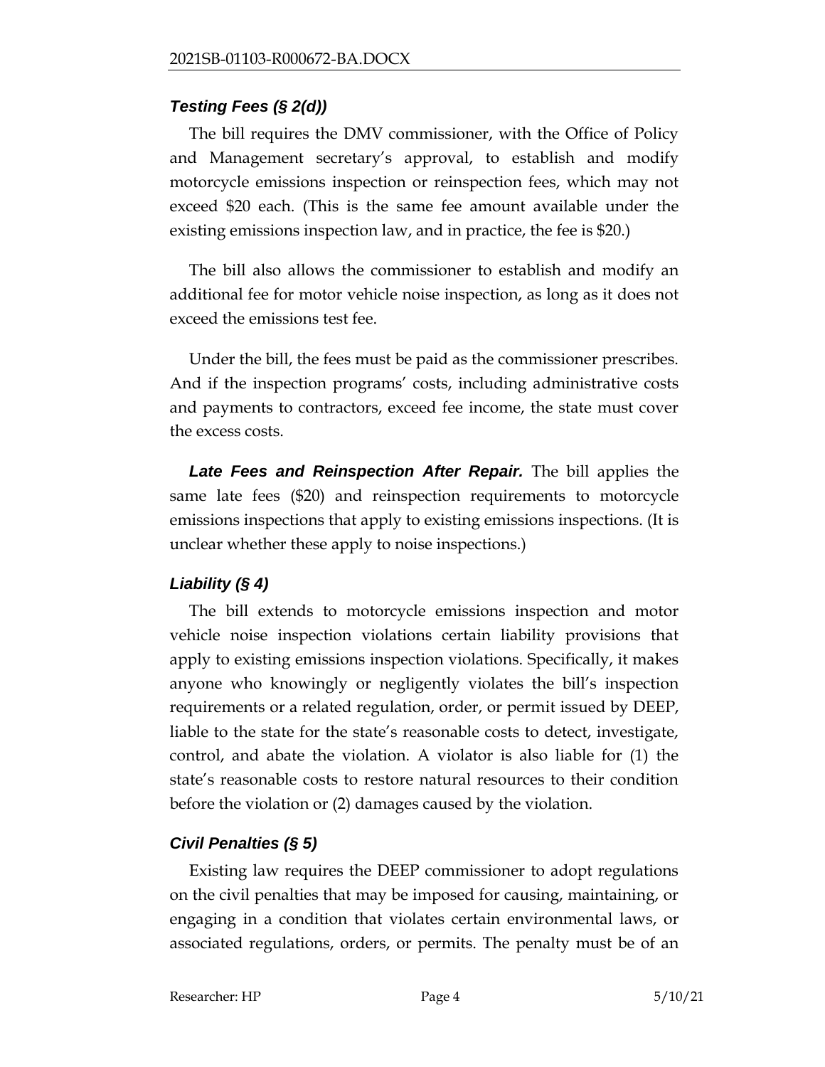### *Testing Fees (§ 2(d))*

The bill requires the DMV commissioner, with the Office of Policy and Management secretary's approval, to establish and modify motorcycle emissions inspection or reinspection fees, which may not exceed $20 each. (This is the same fee amount available under the existing emissions inspection law, and in practice, the fee is $20.)

The bill also allows the commissioner to establish and modify an additional fee for motor vehicle noise inspection, as long as it does not exceed the emissions test fee.

Under the bill, the fees must be paid as the commissioner prescribes. And if the inspection programs' costs, including administrative costs and payments to contractors, exceed fee income, the state must cover the excess costs.

***Late Fees and Reinspection After Repair.*** The bill applies the same late fees ($20) and reinspection requirements to motorcycle emissions inspections that apply to existing emissions inspections. (It is unclear whether these apply to noise inspections.)

### *Liability (§ 4)*

The bill extends to motorcycle emissions inspection and motor vehicle noise inspection violations certain liability provisions that apply to existing emissions inspection violations. Specifically, it makes anyone who knowingly or negligently violates the bill's inspection requirements or a related regulation, order, or permit issued by DEEP, liable to the state for the state's reasonable costs to detect, investigate, control, and abate the violation. A violator is also liable for (1) the state's reasonable costs to restore natural resources to their condition before the violation or (2) damages caused by the violation.

### *Civil Penalties (§ 5)*

Existing law requires the DEEP commissioner to adopt regulations on the civil penalties that may be imposed for causing, maintaining, or engaging in a condition that violates certain environmental laws, or associated regulations, orders, or permits. The penalty must be of an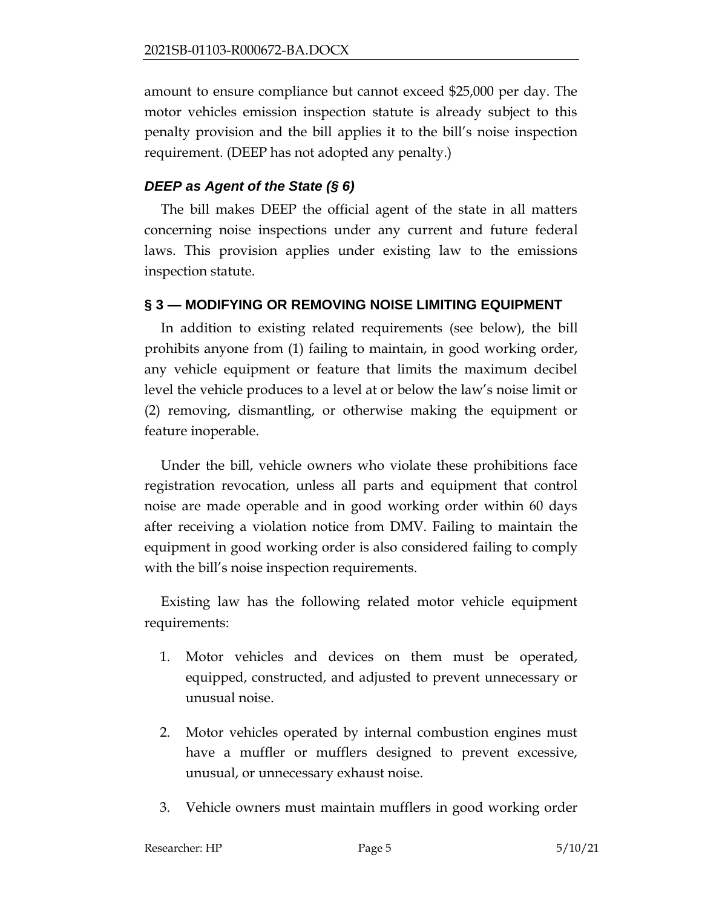amount to ensure compliance but cannot exceed $25,000 per day. The motor vehicles emission inspection statute is already subject to this penalty provision and the bill applies it to the bill's noise inspection requirement. (DEEP has not adopted any penalty.)

### *DEEP as Agent of the State (§ 6)*

The bill makes DEEP the official agent of the state in all matters concerning noise inspections under any current and future federal laws. This provision applies under existing law to the emissions inspection statute.

## § 3 — MODIFYING OR REMOVING NOISE LIMITING EQUIPMENT

In addition to existing related requirements (see below), the bill prohibits anyone from (1) failing to maintain, in good working order, any vehicle equipment or feature that limits the maximum decibel level the vehicle produces to a level at or below the law's noise limit or (2) removing, dismantling, or otherwise making the equipment or feature inoperable.

Under the bill, vehicle owners who violate these prohibitions face registration revocation, unless all parts and equipment that control noise are made operable and in good working order within 60 days after receiving a violation notice from DMV. Failing to maintain the equipment in good working order is also considered failing to comply with the bill's noise inspection requirements.

Existing law has the following related motor vehicle equipment requirements:

1. Motor vehicles and devices on them must be operated, equipped, constructed, and adjusted to prevent unnecessary or unusual noise.

2. Motor vehicles operated by internal combustion engines must have a muffler or mufflers designed to prevent excessive, unusual, or unnecessary exhaust noise.

3. Vehicle owners must maintain mufflers in good working order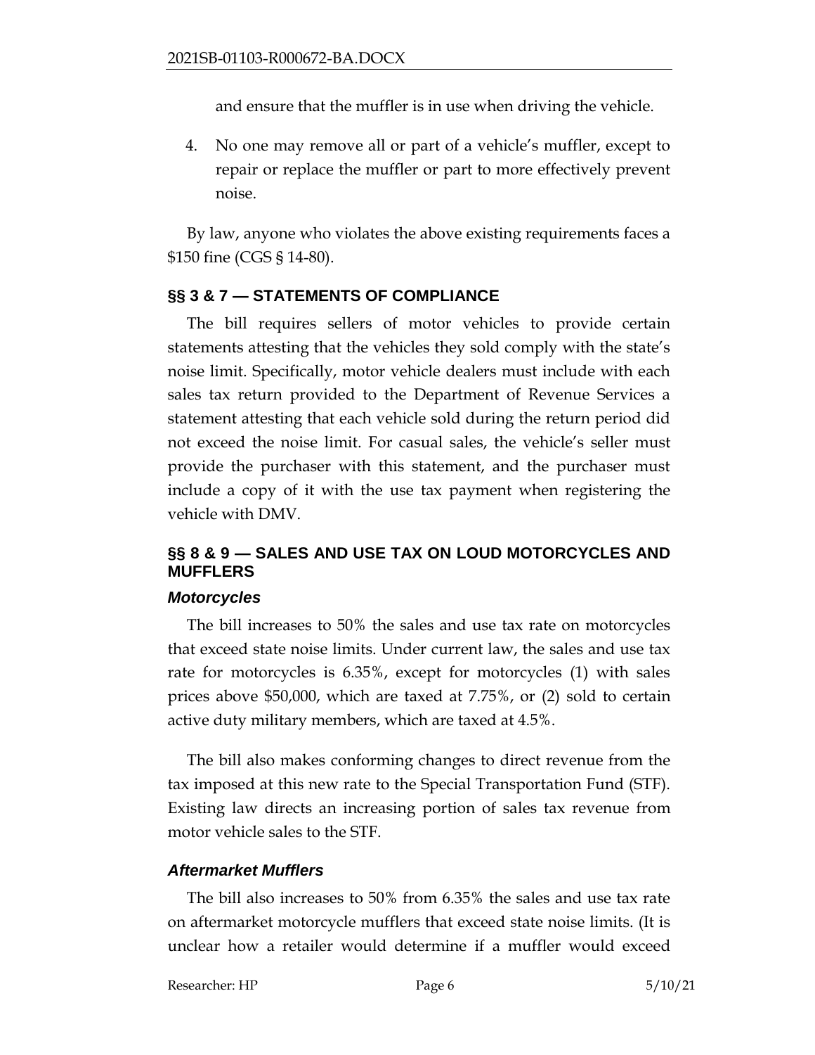and ensure that the muffler is in use when driving the vehicle.

4. No one may remove all or part of a vehicle's muffler, except to repair or replace the muffler or part to more effectively prevent noise.

By law, anyone who violates the above existing requirements faces a $150 fine (CGS § 14-80).

## §§ 3 & 7 — STATEMENTS OF COMPLIANCE

The bill requires sellers of motor vehicles to provide certain statements attesting that the vehicles they sold comply with the state's noise limit. Specifically, motor vehicle dealers must include with each sales tax return provided to the Department of Revenue Services a statement attesting that each vehicle sold during the return period did not exceed the noise limit. For casual sales, the vehicle's seller must provide the purchaser with this statement, and the purchaser must include a copy of it with the use tax payment when registering the vehicle with DMV.

## §§ 8 & 9 — SALES AND USE TAX ON LOUD MOTORCYCLES AND MUFFLERS

### *Motorcycles*

The bill increases to 50% the sales and use tax rate on motorcycles that exceed state noise limits. Under current law, the sales and use tax rate for motorcycles is 6.35%, except for motorcycles (1) with sales prices above $50,000, which are taxed at 7.75%, or (2) sold to certain active duty military members, which are taxed at 4.5%.

The bill also makes conforming changes to direct revenue from the tax imposed at this new rate to the Special Transportation Fund (STF). Existing law directs an increasing portion of sales tax revenue from motor vehicle sales to the STF.

### *Aftermarket Mufflers*

The bill also increases to 50% from 6.35% the sales and use tax rate on aftermarket motorcycle mufflers that exceed state noise limits. (It is unclear how a retailer would determine if a muffler would exceed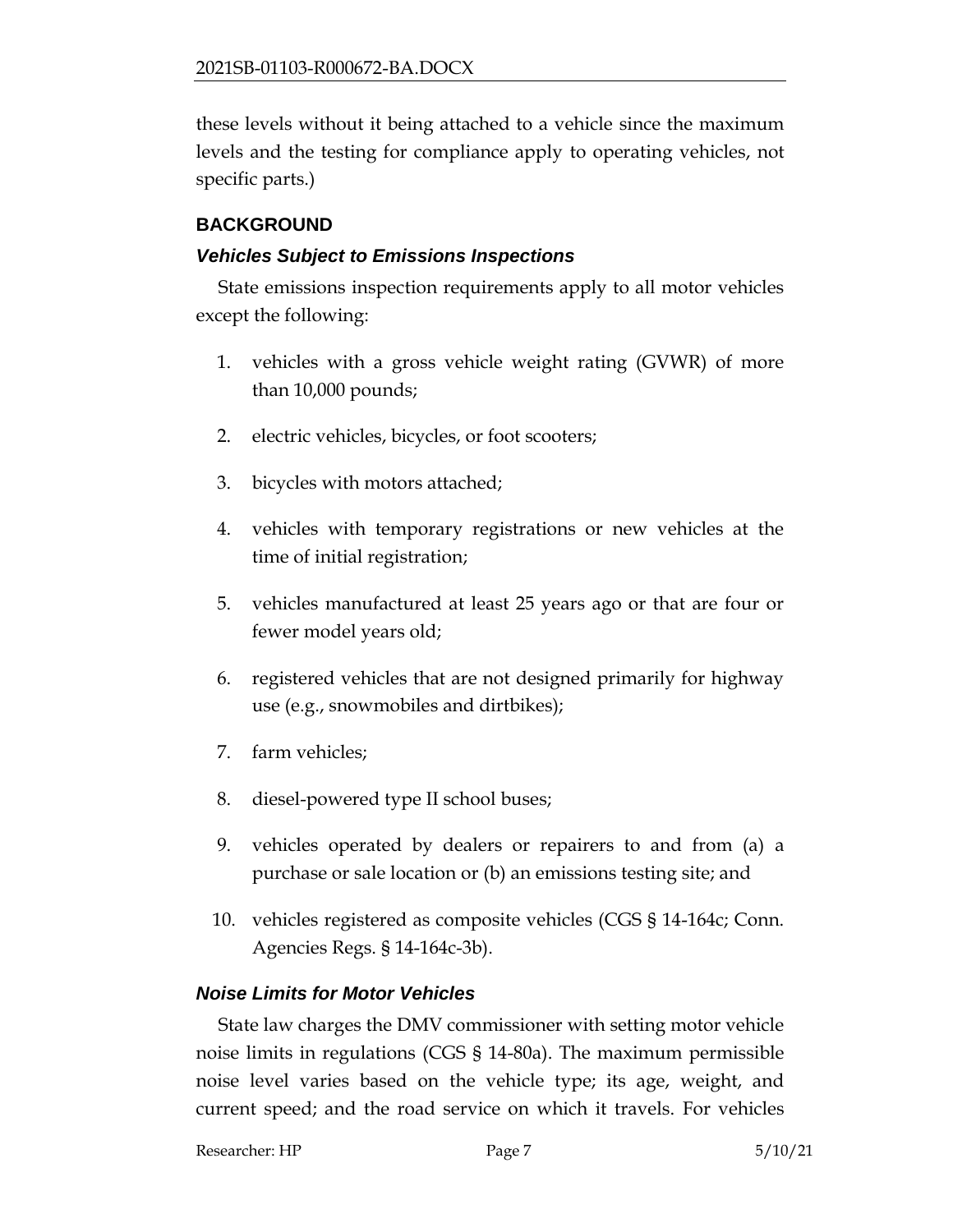these levels without it being attached to a vehicle since the maximum levels and the testing for compliance apply to operating vehicles, not specific parts.)

## BACKGROUND

### *Vehicles Subject to Emissions Inspections*

State emissions inspection requirements apply to all motor vehicles except the following:

1. vehicles with a gross vehicle weight rating (GVWR) of more than 10,000 pounds;
2. electric vehicles, bicycles, or foot scooters;
3. bicycles with motors attached;
4. vehicles with temporary registrations or new vehicles at the time of initial registration;
5. vehicles manufactured at least 25 years ago or that are four or fewer model years old;
6. registered vehicles that are not designed primarily for highway use (e.g., snowmobiles and dirtbikes);
7. farm vehicles;
8. diesel-powered type II school buses;
9. vehicles operated by dealers or repairers to and from (a) a purchase or sale location or (b) an emissions testing site; and
10. vehicles registered as composite vehicles (CGS § 14-164c; Conn. Agencies Regs. § 14-164c-3b).

### *Noise Limits for Motor Vehicles*

State law charges the DMV commissioner with setting motor vehicle noise limits in regulations (CGS § 14-80a). The maximum permissible noise level varies based on the vehicle type; its age, weight, and current speed; and the road service on which it travels. For vehicles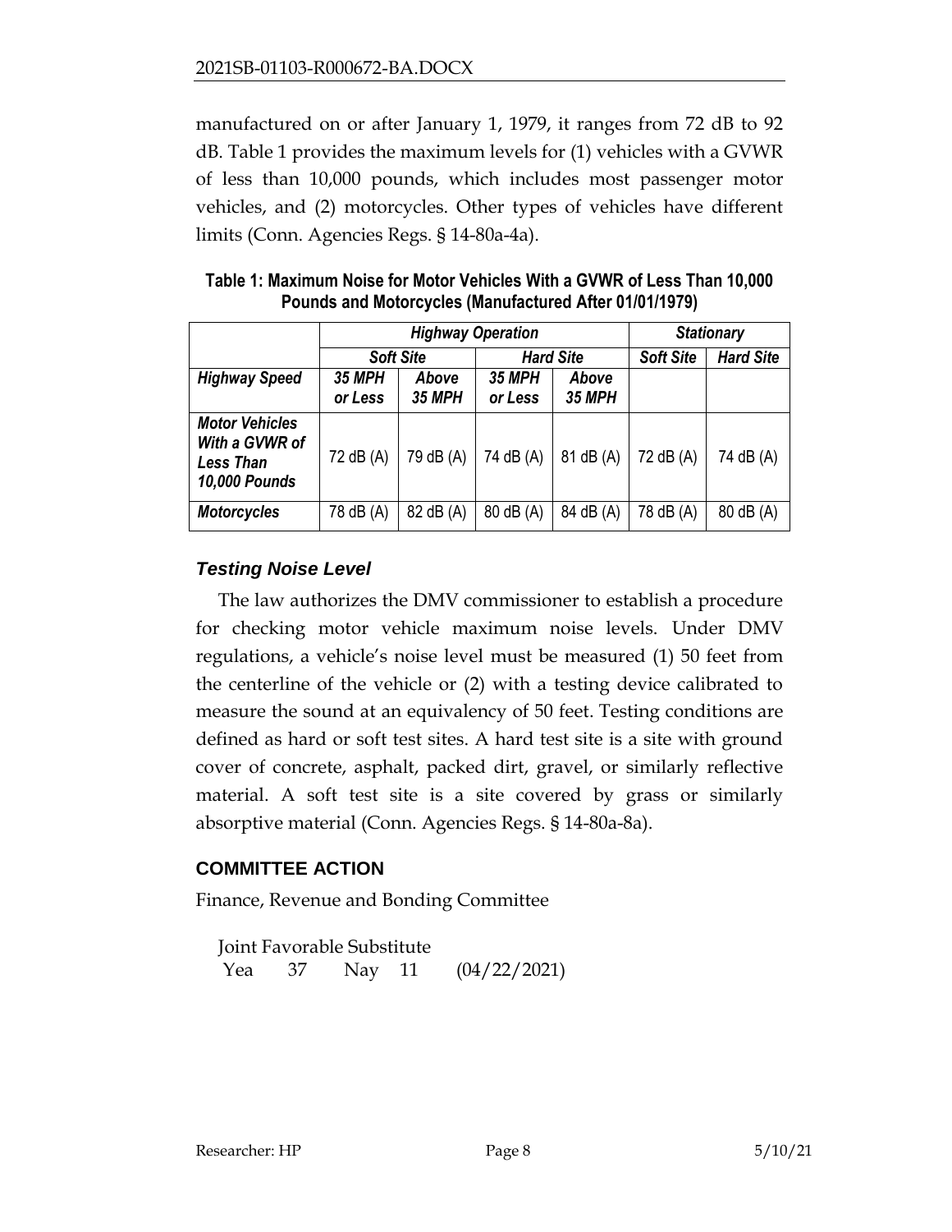manufactured on or after January 1, 1979, it ranges from 72 dB to 92 dB. Table 1 provides the maximum levels for (1) vehicles with a GVWR of less than 10,000 pounds, which includes most passenger motor vehicles, and (2) motorcycles. Other types of vehicles have different limits (Conn. Agencies Regs. § 14-80a-4a).

**Table 1: Maximum Noise for Motor Vehicles With a GVWR of Less Than 10,000 Pounds and Motorcycles (Manufactured After 01/01/1979)**

| | ***Highway Operation*** | | | | ***Stationary*** | |
|---|---|---|---|---|---|---|
| | ***Soft Site*** | | ***Hard Site*** | | ***Soft Site*** | ***Hard Site*** |
| ***Highway Speed*** | ***35 MPH or Less*** | ***Above 35 MPH*** | ***35 MPH or Less*** | ***Above 35 MPH*** | | |
| ***Motor Vehicles With a GVWR of Less Than 10,000 Pounds*** | 72 dB (A) | 79 dB (A) | 74 dB (A) | 81 dB (A) | 72 dB (A) | 74 dB (A) |
| ***Motorcycles*** | 78 dB (A) | 82 dB (A) | 80 dB (A) | 84 dB (A) | 78 dB (A) | 80 dB (A) |

### *Testing Noise Level*

The law authorizes the DMV commissioner to establish a procedure for checking motor vehicle maximum noise levels. Under DMV regulations, a vehicle's noise level must be measured (1) 50 feet from the centerline of the vehicle or (2) with a testing device calibrated to measure the sound at an equivalency of 50 feet. Testing conditions are defined as hard or soft test sites. A hard test site is a site with ground cover of concrete, asphalt, packed dirt, gravel, or similarly reflective material. A soft test site is a site covered by grass or similarly absorptive material (Conn. Agencies Regs. § 14-80a-8a).

## COMMITTEE ACTION

Finance, Revenue and Bonding Committee

Joint Favorable Substitute
Yea 37 Nay 11 (04/22/2021)